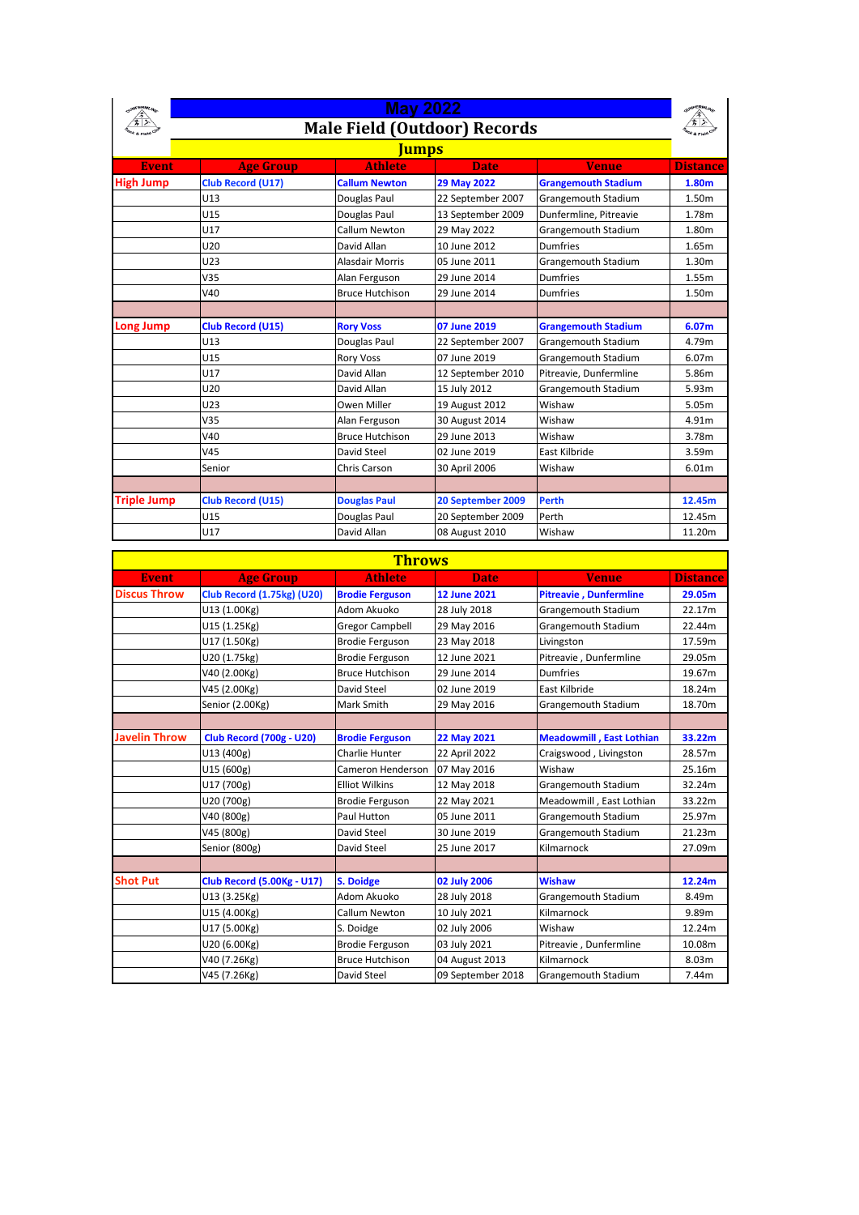# May 2022

## Male Field (Outdoor) Records

### Jumps

| Event | Age Group | Athlete | Date | Venue | Distance |
|---|---|---|---|---|---|
| **High Jump** | **Club Record (U17)** | **Callum Newton** | **29 May 2022** | **Grangemouth Stadium** | **1.80m** |
| | U13 | Douglas Paul | 22 September 2007 | Grangemouth Stadium | 1.50m |
| | U15 | Douglas Paul | 13 September 2009 | Dunfermline, Pitreavie | 1.78m |
| | U17 | Callum Newton | 29 May 2022 | Grangemouth Stadium | 1.80m |
| | U20 | David Allan | 10 June 2012 | Dumfries | 1.65m |
| | U23 | Alasdair Morris | 05 June 2011 | Grangemouth Stadium | 1.30m |
| | V35 | Alan Ferguson | 29 June 2014 | Dumfries | 1.55m |
| | V40 | Bruce Hutchison | 29 June 2014 | Dumfries | 1.50m |
| | | | | | |
| **Long Jump** | **Club Record (U15)** | **Rory Voss** | **07 June 2019** | **Grangemouth Stadium** | **6.07m** |
| | U13 | Douglas Paul | 22 September 2007 | Grangemouth Stadium | 4.79m |
| | U15 | Rory Voss | 07 June 2019 | Grangemouth Stadium | 6.07m |
| | U17 | David Allan | 12 September 2010 | Pitreavie, Dunfermline | 5.86m |
| | U20 | David Allan | 15 July 2012 | Grangemouth Stadium | 5.93m |
| | U23 | Owen Miller | 19 August 2012 | Wishaw | 5.05m |
| | V35 | Alan Ferguson | 30 August 2014 | Wishaw | 4.91m |
| | V40 | Bruce Hutchison | 29 June 2013 | Wishaw | 3.78m |
| | V45 | David Steel | 02 June 2019 | East Kilbride | 3.59m |
| | Senior | Chris Carson | 30 April 2006 | Wishaw | 6.01m |
| | | | | | |
| **Triple Jump** | **Club Record (U15)** | **Douglas Paul** | **20 September 2009** | **Perth** | **12.45m** |
| | U15 | Douglas Paul | 20 September 2009 | Perth | 12.45m |
| | U17 | David Allan | 08 August 2010 | Wishaw | 11.20m |

### Throws

| Event | Age Group | Athlete | Date | Venue | Distance |
|---|---|---|---|---|---|
| **Discus Throw** | **Club Record (1.75kg) (U20)** | **Brodie Ferguson** | **12 June 2021** | **Pitreavie , Dunfermline** | **29.05m** |
| | U13 (1.00Kg) | Adom Akuoko | 28 July 2018 | Grangemouth Stadium | 22.17m |
| | U15 (1.25Kg) | Gregor Campbell | 29 May 2016 | Grangemouth Stadium | 22.44m |
| | U17 (1.50Kg) | Brodie Ferguson | 23 May 2018 | Livingston | 17.59m |
| | U20 (1.75kg) | Brodie Ferguson | 12 June 2021 | Pitreavie , Dunfermline | 29.05m |
| | V40 (2.00Kg) | Bruce Hutchison | 29 June 2014 | Dumfries | 19.67m |
| | V45 (2.00Kg) | David Steel | 02 June 2019 | East Kilbride | 18.24m |
| | Senior (2.00Kg) | Mark Smith | 29 May 2016 | Grangemouth Stadium | 18.70m |
| | | | | | |
| **Javelin Throw** | **Club Record (700g - U20)** | **Brodie Ferguson** | **22 May 2021** | **Meadowmill , East Lothian** | **33.22m** |
| | U13 (400g) | Charlie Hunter | 22 April 2022 | Craigswood , Livingston | 28.57m |
| | U15 (600g) | Cameron Henderson | 07 May 2016 | Wishaw | 25.16m |
| | U17 (700g) | Elliot Wilkins | 12 May 2018 | Grangemouth Stadium | 32.24m |
| | U20 (700g) | Brodie Ferguson | 22 May 2021 | Meadowmill , East Lothian | 33.22m |
| | V40 (800g) | Paul Hutton | 05 June 2011 | Grangemouth Stadium | 25.97m |
| | V45 (800g) | David Steel | 30 June 2019 | Grangemouth Stadium | 21.23m |
| | Senior (800g) | David Steel | 25 June 2017 | Kilmarnock | 27.09m |
| | | | | | |
| **Shot Put** | **Club Record (5.00Kg - U17)** | **S. Doidge** | **02 July 2006** | **Wishaw** | **12.24m** |
| | U13 (3.25Kg) | Adom Akuoko | 28 July 2018 | Grangemouth Stadium | 8.49m |
| | U15 (4.00Kg) | Callum Newton | 10 July 2021 | Kilmarnock | 9.89m |
| | U17 (5.00Kg) | S. Doidge | 02 July 2006 | Wishaw | 12.24m |
| | U20 (6.00Kg) | Brodie Ferguson | 03 July 2021 | Pitreavie , Dunfermline | 10.08m |
| | V40 (7.26Kg) | Bruce Hutchison | 04 August 2013 | Kilmarnock | 8.03m |
| | V45 (7.26Kg) | David Steel | 09 September 2018 | Grangemouth Stadium | 7.44m |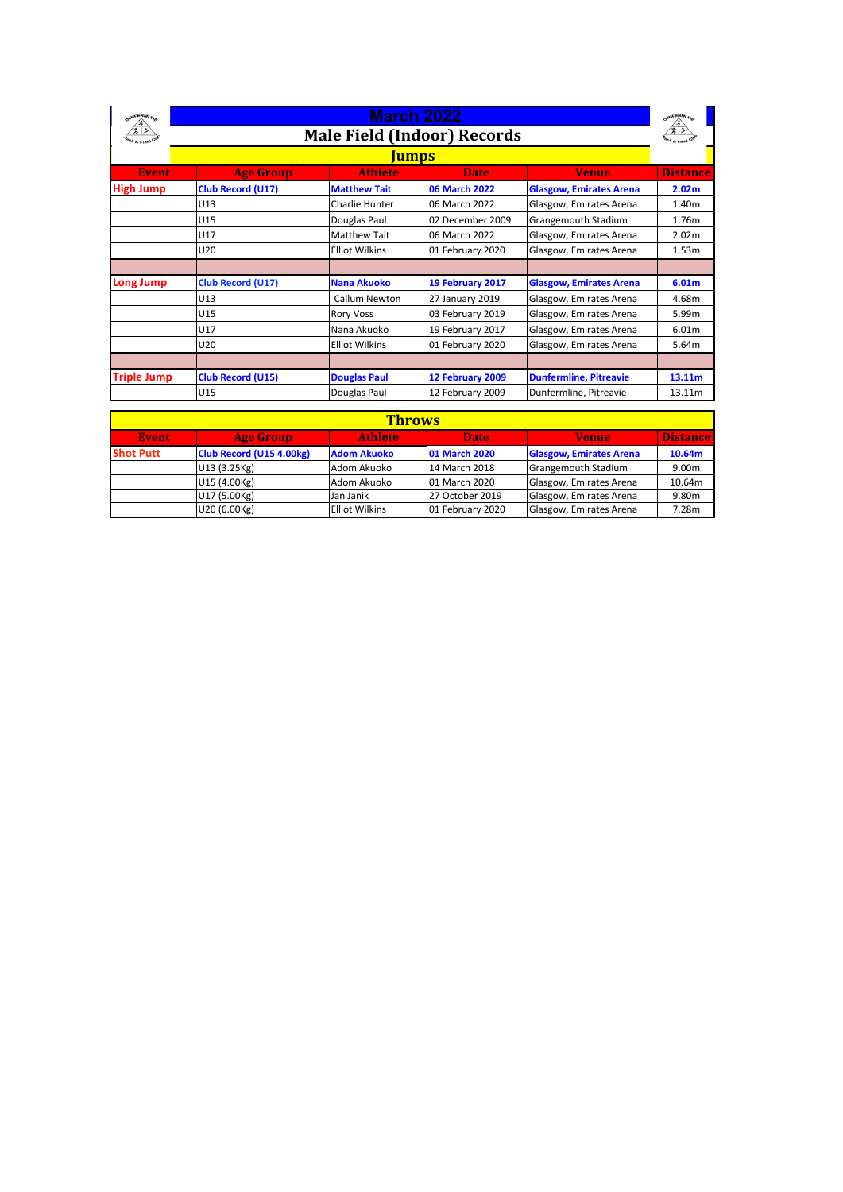# March 2022

## Male Field (Indoor) Records

### Jumps

| Event | Age Group | Athlete | Date | Venue | Distance |
|---|---|---|---|---|---|
| **High Jump** | **Club Record (U17)** | **Matthew Tait** | **06 March 2022** | **Glasgow, Emirates Arena** | **2.02m** |
| | U13 | Charlie Hunter | 06 March 2022 | Glasgow, Emirates Arena | 1.40m |
| | U15 | Douglas Paul | 02 December 2009 | Grangemouth Stadium | 1.76m |
| | U17 | Matthew Tait | 06 March 2022 | Glasgow, Emirates Arena | 2.02m |
| | U20 | Elliot Wilkins | 01 February 2020 | Glasgow, Emirates Arena | 1.53m |
| | | | | | |
| **Long Jump** | **Club Record (U17)** | **Nana Akuoko** | **19 February 2017** | **Glasgow, Emirates Arena** | **6.01m** |
| | U13 | Callum Newton | 27 January 2019 | Glasgow, Emirates Arena | 4.68m |
| | U15 | Rory Voss | 03 February 2019 | Glasgow, Emirates Arena | 5.99m |
| | U17 | Nana Akuoko | 19 February 2017 | Glasgow, Emirates Arena | 6.01m |
| | U20 | Elliot Wilkins | 01 February 2020 | Glasgow, Emirates Arena | 5.64m |
| | | | | | |
| **Triple Jump** | **Club Record (U15)** | **Douglas Paul** | **12 February 2009** | **Dunfermline, Pitreavie** | **13.11m** |
| | U15 | Douglas Paul | 12 February 2009 | Dunfermline, Pitreavie | 13.11m |

### Throws

| Event | Age Group | Athlete | Date | Venue | Distance |
|---|---|---|---|---|---|
| **Shot Putt** | **Club Record (U15 4.00kg)** | **Adom Akuoko** | **01 March 2020** | **Glasgow, Emirates Arena** | **10.64m** |
| | U13 (3.25Kg) | Adom Akuoko | 14 March 2018 | Grangemouth Stadium | 9.00m |
| | U15 (4.00Kg) | Adom Akuoko | 01 March 2020 | Glasgow, Emirates Arena | 10.64m |
| | U17 (5.00Kg) | Jan Janik | 27 October 2019 | Glasgow, Emirates Arena | 9.80m |
| | U20 (6.00Kg) | Elliot Wilkins | 01 February 2020 | Glasgow, Emirates Arena | 7.28m |